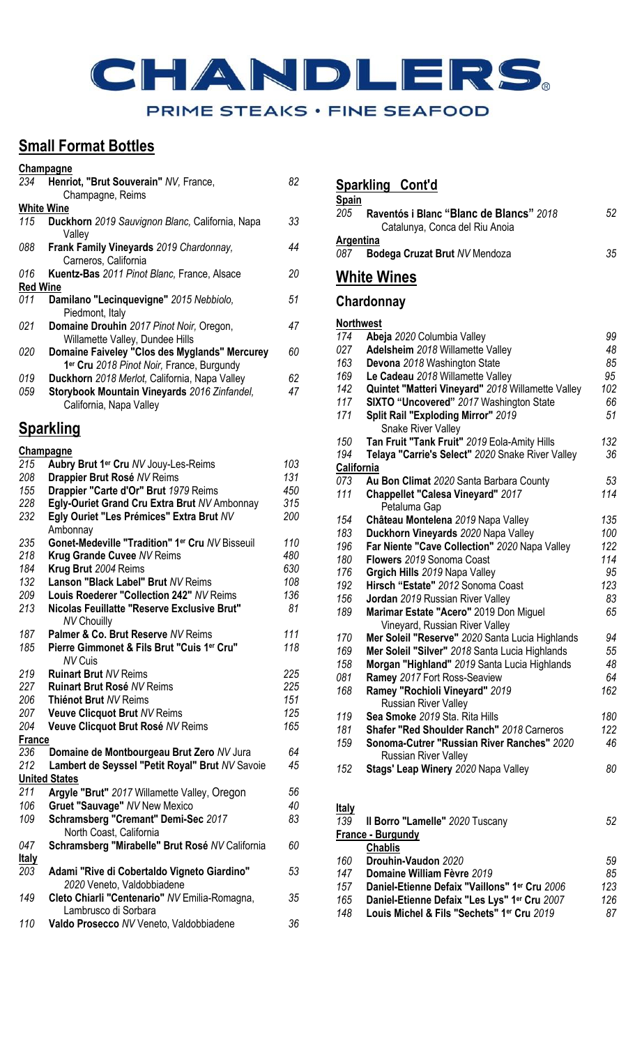# CHANDLERS

PRIME STEAKS • FINE SEAFOOD

## Small Format Bottles

**Champagne**

| | | |
|---|---|---|
| *234* | **Henriot, "Brut Souverain"** *NV,* France, Champagne, Reims | *82* |

**White Wine**

| | | |
|---|---|---|
| *115* | **Duckhorn** *2019 Sauvignon Blanc,* California, Napa Valley | *33* |
| *088* | **Frank Family Vineyards** *2019 Chardonnay,* Carneros, California | *44* |
| *016* | **Kuentz-Bas** *2011 Pinot Blanc,* France, Alsace | *20* |

**Red Wine**

| | | |
|---|---|---|
| *011* | **Damilano "Lecinquevigne"** *2015 Nebbiolo,* Piedmont, Italy | *51* |
| *021* | **Domaine Drouhin** *2017 Pinot Noir,* Oregon, Willamette Valley, Dundee Hills | *47* |
| *020* | **Domaine Faiveley "Clos des Myglands" Mercurey 1er Cru** *2018 Pinot Noir,* France, Burgundy | *60* |
| *019* | **Duckhorn** *2018 Merlot,* California, Napa Valley | *62* |
| *059* | **Storybook Mountain Vineyards** *2016 Zinfandel,* California, Napa Valley | *47* |

## Sparkling

**Champagne**

| | | |
|---|---|---|
| *215* | **Aubry Brut 1er Cru** *NV* Jouy-Les-Reims | *103* |
| *208* | **Drappier Brut Rosé** *NV* Reims | *131* |
| *155* | **Drappier "Carte d'Or" Brut** *1979* Reims | *450* |
| *228* | **Egly-Ouriet Grand Cru Extra Brut** *NV* Ambonnay | *315* |
| *232* | **Egly Ouriet "Les Prémices" Extra Brut** *NV* Ambonnay | *200* |
| *235* | **Gonet-Medeville "Tradition" 1er Cru** *NV* Bisseuil | *110* |
| *218* | **Krug Grande Cuvee** *NV* Reims | *480* |
| *184* | **Krug Brut** *2004* Reims | *630* |
| *132* | **Lanson "Black Label" Brut** *NV* Reims | *108* |
| *209* | **Louis Roederer "Collection 242"** *NV* Reims | *136* |
| *213* | **Nicolas Feuillatte "Reserve Exclusive Brut"** *NV* Chouilly | *81* |
| *187* | **Palmer & Co. Brut Reserve** *NV* Reims | *111* |
| *185* | **Pierre Gimmonet & Fils Brut "Cuis 1er Cru"** *NV* Cuis | *118* |
| *219* | **Ruinart Brut** *NV* Reims | *225* |
| *227* | **Ruinart Brut Rosé** *NV* Reims | *225* |
| *206* | **Thiénot Brut** *NV* Reims | *151* |
| *207* | **Veuve Clicquot Brut** *NV* Reims | *125* |
| *204* | **Veuve Clicquot Brut Rosé** *NV* Reims | *165* |

**France**

| | | |
|---|---|---|
| *236* | **Domaine de Montbourgeau Brut Zero** *NV* Jura | *64* |
| *212* | **Lambert de Seyssel "Petit Royal" Brut** *NV* Savoie | *45* |

**United States**

| | | |
|---|---|---|
| *211* | **Argyle "Brut"** *2017* Willamette Valley, Oregon | *56* |
| *106* | **Gruet "Sauvage"** *NV* New Mexico | *40* |
| *109* | **Schramsberg "Cremant" Demi-Sec** *2017* North Coast, California | *83* |
| *047* | **Schramsberg "Mirabelle" Brut Rosé** *NV* California | *60* |

**Italy**

| | | |
|---|---|---|
| *203* | **Adami "Rive di Cobertaldo Vigneto Giardino"** *2020* Veneto, Valdobbiadene | *53* |
| *149* | **Cleto Chiarli "Centenario"** *NV* Emilia-Romagna, Lambrusco di Sorbara | *35* |
| *110* | **Valdo Prosecco** *NV* Veneto, Valdobbiadene | *36* |

## Sparkling Cont'd

**Spain**

| | | |
|---|---|---|
| *205* | **Raventós i Blanc "Blanc de Blancs"** *2018* Catalunya, Conca del Riu Anoia | *52* |

**Argentina**

| | | |
|---|---|---|
| *087* | **Bodega Cruzat Brut** *NV* Mendoza | *35* |

## White Wines

### Chardonnay

**Northwest**

| | | |
|---|---|---|
| *174* | **Abeja** *2020* Columbia Valley | *99* |
| *027* | **Adelsheim** *2018* Willamette Valley | *48* |
| *163* | **Devona** *2018* Washington State | *85* |
| *169* | **Le Cadeau** *2018* Willamette Valley | *95* |
| *142* | **Quintet "Matteri Vineyard"** *2018* Willamette Valley | *102* |
| *117* | **SIXTO "Uncovered"** *2017* Washington State | *66* |
| *171* | **Split Rail "Exploding Mirror"** *2019* Snake River Valley | *51* |
| *150* | **Tan Fruit "Tank Fruit"** *2019* Eola-Amity Hills | *132* |
| *194* | **Telaya "Carrie's Select"** *2020* Snake River Valley | *36* |

**California**

| | | |
|---|---|---|
| *073* | **Au Bon Climat** *2020* Santa Barbara County | *53* |
| *111* | **Chappellet "Calesa Vineyard"** *2017* Petaluma Gap | *114* |
| *154* | **Château Montelena** *2019* Napa Valley | *135* |
| *183* | **Duckhorn Vineyards** *2020* Napa Valley | *100* |
| *196* | **Far Niente "Cave Collection"** *2020* Napa Valley | *122* |
| *180* | **Flowers** *2019* Sonoma Coast | *114* |
| *176* | **Grgich Hills** *2019* Napa Valley | *95* |
| *192* | **Hirsch "Estate"** *2012* Sonoma Coast | *123* |
| *156* | **Jordan** *2019* Russian River Valley | *83* |
| *189* | **Marimar Estate "Acero"** *2019* Don Miguel Vineyard, Russian River Valley | *65* |
| *170* | **Mer Soleil "Reserve"** *2020* Santa Lucia Highlands | *94* |
| *169* | **Mer Soleil "Silver"** *2018* Santa Lucia Highlands | *55* |
| *158* | **Morgan "Highland"** *2019* Santa Lucia Highlands | *48* |
| *081* | **Ramey** *2017* Fort Ross-Seaview | *64* |
| *168* | **Ramey "Rochioli Vineyard"** *2019* Russian River Valley | *162* |
| *119* | **Sea Smoke** *2019* Sta. Rita Hills | *180* |
| *181* | **Shafer "Red Shoulder Ranch"** *2018* Carneros | *122* |
| *159* | **Sonoma-Cutrer "Russian River Ranches"** *2020* Russian River Valley | *46* |
| *152* | **Stags' Leap Winery** *2020* Napa Valley | *80* |

**Italy**

| | | |
|---|---|---|
| *139* | **Il Borro "Lamelle"** *2020* Tuscany | *52* |

**France - Burgundy**

**Chablis**

| | | |
|---|---|---|
| *160* | **Drouhin-Vaudon** *2020* | *59* |
| *147* | **Domaine William Fèvre** *2019* | *85* |
| *157* | **Daniel-Etienne Defaix "Vaillons" 1er Cru** *2006* | *123* |
| *165* | **Daniel-Etienne Defaix "Les Lys" 1er Cru** *2007* | *126* |
| *148* | **Louis Michel & Fils "Sechets" 1er Cru** *2019* | *87* |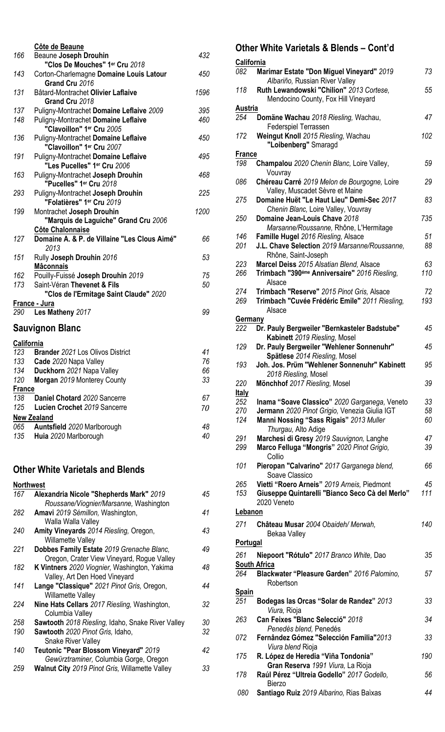### Côte de Beaune

| | | |
|---|---|---|
| 166 | Beaune **Joseph Drouhin** **"Clos De Mouches" 1er Cru** *2018* | *432* |
| 143 | Corton-Charlemagne **Domaine Louis Latour** **Grand Cru** *2016* | *450* |
| 131 | Bâtard-Montrachet **Olivier Laflaive** **Grand Cru** *2018* | *1596* |
| 137 | Puligny-Montrachet **Domaine Leflaive** *2009* | *395* |
| 148 | Puligny-Montrachet **Domaine Leflaive** **"Clavoillon" 1er Cru** *2005* | *460* |
| 136 | Puligny-Montrachet **Domaine Leflaive** **"Clavoillon" 1er Cru** *2007* | *450* |
| 191 | Puligny-Montrachet **Domaine Leflaive** **"Les Pucelles" 1er Cru** *2006* | *495* |
| 163 | Puligny-Montrachet **Joseph Drouhin** **"Pucelles" 1er Cru** *2018* | *468* |
| 293 | Puligny-Montrachet **Joseph Drouhin** **"Folatières" 1er Cru** *2019* | *225* |
| 199 | Montrachet **Joseph Drouhin** **"Marquis de Laguiche" Grand Cru** *2006* | *1200* |

### Côte Chalonnaise

| | | |
|---|---|---|
| 127 | **Domaine A. & P. de Villaine "Les Clous Aimé"** *2013* | *66* |
| 151 | Rully **Joseph Drouhin** *2016* | *53* |

### Mâconnais

| | | |
|---|---|---|
| 162 | Pouilly-Fuissé **Joseph Drouhin** *2019* | *75* |
| 173 | Saint-Véran **Thevenet & Fils** **"Clos de l'Ermitage Saint Claude"** *2020* | *50* |

### France - Jura

| | | |
|---|---|---|
| 290 | **Les Matheny** *2017* | *99* |

## Sauvignon Blanc

### California

| | | |
|---|---|---|
| 123 | **Brander** *2021* Los Olivos District | *41* |
| 133 | **Cade** *2020* Napa Valley | *76* |
| 134 | **Duckhorn** *2021* Napa Valley | *66* |
| 120 | **Morgan** *2019* Monterey County | *33* |

### France

| | | |
|---|---|---|
| 138 | **Daniel Chotard** *2020* Sancerre | *67* |
| 125 | **Lucien Crochet** *2019* Sancerre | *70* |

### New Zealand

| | | |
|---|---|---|
| 065 | **Auntsfield** *2020* Marlborough | *48* |
| 135 | **Huia** *2020* Marlborough | *40* |

## Other White Varietals and Blends

### Northwest

| | | |
|---|---|---|
| 167 | **Alexandria Nicole "Shepherds Mark"** *2019 Roussane/Viognier/Marsanne,* Washington | *45* |
| 282 | **Amavi** *2019 Sémillon,* Washington, Walla Walla Valley | *41* |
| 240 | **Amity Vineyards** *2014 Riesling,* Oregon, Willamette Valley | *43* |
| 221 | **Dobbes Family Estate** *2019 Grenache Blanc,* Oregon, Crater View Vineyard, Rogue Valley | *49* |
| 182 | **K Vintners** *2020 Viognier,* Washington, Yakima Valley, Art Den Hoed Vineyard | *48* |
| 141 | **Lange "Classique"** *2021 Pinot Gris,* Oregon, Willamette Valley | *44* |
| 224 | **Nine Hats Cellars** *2017 Riesling,* Washington, Columbia Valley | *32* |
| 258 | **Sawtooth** *2018 Riesling,* Idaho, Snake River Valley | *30* |
| 190 | **Sawtooth** *2020 Pinot Gris,* Idaho, Snake River Valley | *32* |
| 140 | **Teutonic "Pear Blossom Vineyard"** *2019 Gewürztraminer,* Columbia Gorge, Oregon | *42* |
| 259 | **Walnut City** *2019 Pinot Gris,* Willamette Valley | *33* |

## Other White Varietals & Blends – Cont'd

### California

| | | |
|---|---|---|
| 082 | **Marimar Estate "Don Miguel Vineyard"** *2019 Albariño,* Russian River Valley | *73* |
| 118 | **Ruth Lewandowski "Chilion"** *2013 Cortese,* Mendocino County, Fox Hill Vineyard | *55* |

### Austria

| | | |
|---|---|---|
| 254 | **Domäne Wachau** *2018 Riesling,* Wachau, Federspiel Terrassen | *47* |
| 172 | **Weingut Knoll** *2015 Riesling,* Wachau **"Loibenberg"** Smaragd | *102* |

### France

| | | |
|---|---|---|
| 198 | **Champalou** *2020 Chenin Blanc,* Loire Valley, Vouvray | *59* |
| 086 | **Chéreau Carré** *2019 Melon de Bourgogne,* Loire Valley, Muscadet Sèvre et Maine | *29* |
| 275 | **Domaine Huët "Le Haut Lieu" Demi-Sec** *2017 Chenin Blanc,* Loire Valley, Vouvray | *83* |
| 250 | **Domaine Jean-Louis Chave** *2018 Marsanne/Roussanne,* Rhône, L'Hermitage | *735* |
| 146 | **Famille Hugel** *2016 Riesling,* Alsace | *51* |
| 201 | **J.L. Chave Selection** *2019 Marsanne/Roussanne,* Rhône, Saint-Joseph | *88* |
| 223 | **Marcel Deiss** *2015 Alsatian Blend,* Alsace | *63* |
| 266 | **Trimbach "390éme Anniversaire"** *2016 Riesling,* Alsace | *110* |
| 274 | **Trimbach "Reserve"** *2015 Pinot Gris,* Alsace | *72* |
| 269 | **Trimbach "Cuvée Frédéric Emile"** *2011 Riesling,* Alsace | *193* |

### Germany

| | | |
|---|---|---|
| 222 | **Dr. Pauly Bergweiler "Bernkasteler Badstube" Kabinett** *2019 Riesling,* Mosel | *45* |
| 129 | **Dr. Pauly Bergweiler "Wehlener Sonnenuhr" Spätlese** *2014 Riesling,* Mosel | *45* |
| 193 | **Joh. Jos. Prüm "Wehlener Sonnenuhr" Kabinett** *2018 Riesling,* Mosel | *95* |
| 220 | **Mönchhof** *2017 Riesling,* Mosel | *39* |

### Italy

| | | |
|---|---|---|
| 252 | **Inama "Soave Classico"** *2020 Garganega,* Veneto | *33* |
| 270 | **Jermann** *2020 Pinot Grigio,* Venezia Giulia IGT | *58* |
| 124 | **Manni Nossing "Sass Rigais"** *2013 Muller Thurgau,* Alto Adige | *60* |
| 291 | **Marchesi di Gresy** *2019 Sauvignon,* Langhe | *47* |
| 299 | **Marco Felluga "Mongris"** *2020 Pinot Grigio,* Collio | *39* |
| 101 | **Pieropan "Calvarino"** *2017 Garganega blend,* Soave Classico | *66* |
| 265 | **Vietti "Roero Arneis"** *2019 Arneis,* Piedmont | *45* |
| 153 | **Giuseppe Quintarelli "Bianco Seco Cà del Merlo"** 2020 Veneto | *111* |

### Lebanon

| | | |
|---|---|---|
| 271 | **Château Musar** *2004 Obaideh/ Merwah,* Bekaa Valley | *140* |

### Portugal

| | | |
|---|---|---|
| 261 | **Niepoort "Rótulo"** *2017 Branco White,* Dao | *35* |

### South Africa

| | | |
|---|---|---|
| 264 | **Blackwater "Pleasure Garden"** *2016 Palomino,* Robertson | *57* |

### Spain

| | | |
|---|---|---|
| 251 | **Bodegas las Orcas "Solar de Randez"** *2013 Viura,* Rioja | *33* |
| 263 | **Can Feixes "Blanc Selecció"** *2018 Penedès blend,* Penedés | *34* |
| 072 | **Fernândez Gómez "Selección Familia"***2013 Viura blend* Rioja | *33* |
| 175 | **R. López de Heredia "Viña Tondonia" Gran Reserva** *1991 Viura,* La Rioja | *190* |
| 178 | **Raúl Pérez "Ultreia Godello"** *2017 Godello,* Bierzo | *56* |
| 080 | **Santiago Ruiz** *2019 Albarino,* Rias Baìxas | *44* |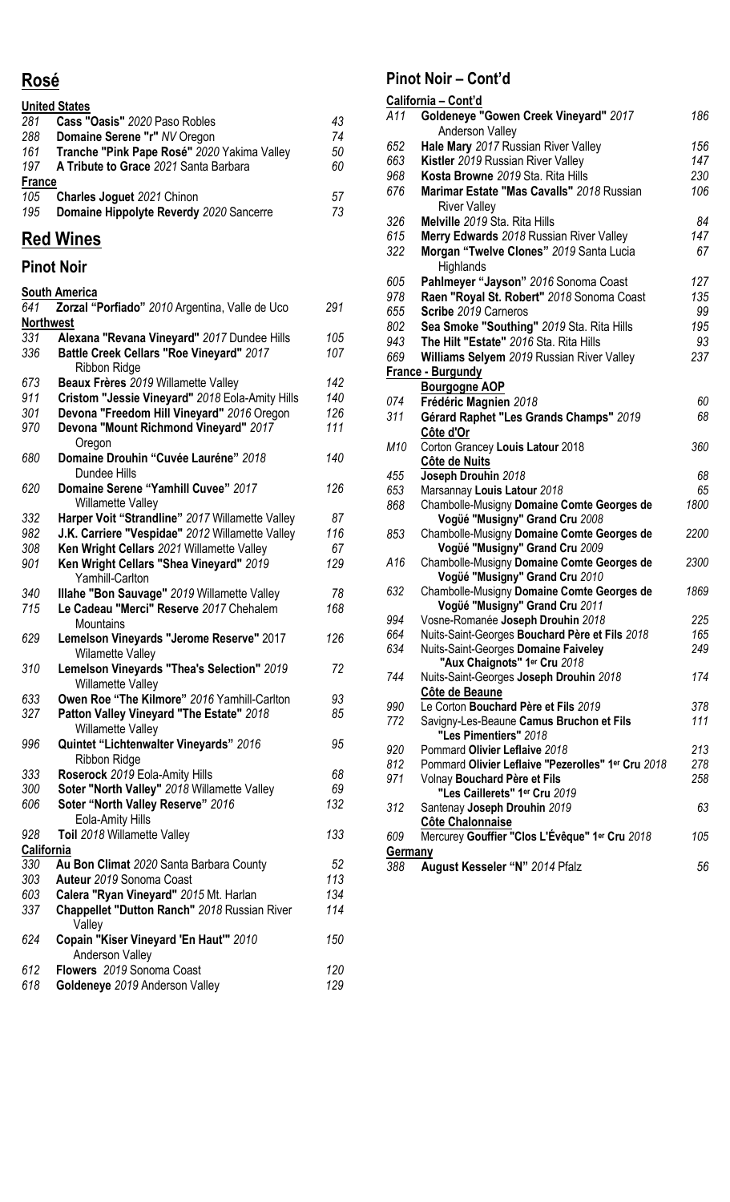# Rosé

**United States**

| | | |
|---|---|---|
| 281 | **Cass "Oasis"** *2020* Paso Robles | *43* |
| 288 | **Domaine Serene "r"** *NV* Oregon | *74* |
| 161 | **Tranche "Pink Pape Rosé"** *2020* Yakima Valley | *50* |
| 197 | **A Tribute to Grace** *2021* Santa Barbara | *60* |

**France**

| | | |
|---|---|---|
| 105 | **Charles Joguet** *2021* Chinon | *57* |
| 195 | **Domaine Hippolyte Reverdy** *2020* Sancerre | *73* |

# Red Wines

## Pinot Noir

**South America**

| | | |
|---|---|---|
| 641 | **Zorzal "Porfiado"** *2010* Argentina, Valle de Uco | *291* |

**Northwest**

| | | |
|---|---|---|
| 331 | **Alexana "Revana Vineyard"** *2017* Dundee Hills | *105* |
| 336 | **Battle Creek Cellars "Roe Vineyard"** *2017* Ribbon Ridge | *107* |
| 673 | **Beaux Frères** *2019* Willamette Valley | *142* |
| 911 | **Cristom "Jessie Vineyard"** *2018* Eola-Amity Hills | *140* |
| 301 | **Devona "Freedom Hill Vineyard"** *2016* Oregon | *126* |
| 970 | **Devona "Mount Richmond Vineyard"** *2017* Oregon | *111* |
| 680 | **Domaine Drouhin "Cuvée Lauréne"** *2018* Dundee Hills | *140* |
| 620 | **Domaine Serene "Yamhill Cuvee"** *2017* Willamette Valley | *126* |
| 332 | **Harper Voit "Strandline"** *2017* Willamette Valley | *87* |
| 982 | **J.K. Carriere "Vespidae"** *2012* Willamette Valley | *116* |
| 308 | **Ken Wright Cellars** *2021* Willamette Valley | *67* |
| 901 | **Ken Wright Cellars "Shea Vineyard"** *2019* Yamhill-Carlton | *129* |
| 340 | **Illahe "Bon Sauvage"** *2019* Willamette Valley | *78* |
| 715 | **Le Cadeau "Merci" Reserve** *2017* Chehalem Mountains | *168* |
| 629 | **Lemelson Vineyards "Jerome Reserve"** 2017 Wilamette Valley | *126* |
| 310 | **Lemelson Vineyards "Thea's Selection"** *2019* Willamette Valley | *72* |
| 633 | **Owen Roe "The Kilmore"** *2016* Yamhill-Carlton | *93* |
| 327 | **Patton Valley Vineyard "The Estate"** *2018* Willamette Valley | *85* |
| 996 | **Quintet "Lichtenwalter Vineyards"** *2016* Ribbon Ridge | *95* |
| 333 | **Roserock** *2019* Eola-Amity Hills | *68* |
| 300 | **Soter "North Valley"** *2018* Willamette Valley | *69* |
| 606 | **Soter "North Valley Reserve"** *2016* Eola-Amity Hills | *132* |
| 928 | **Toil** *2018* Willamette Valley | *133* |

**California**

| | | |
|---|---|---|
| 330 | **Au Bon Climat** *2020* Santa Barbara County | *52* |
| 303 | **Auteur** *2019* Sonoma Coast | *113* |
| 603 | **Calera "Ryan Vineyard"** *2015* Mt. Harlan | *134* |
| 337 | **Chappellet "Dutton Ranch"** *2018* Russian River Valley | *114* |
| 624 | **Copain "Kiser Vineyard 'En Haut'"** *2010* Anderson Valley | *150* |
| 612 | **Flowers** *2019* Sonoma Coast | *120* |
| 618 | **Goldeneye** *2019* Anderson Valley | *129* |

## Pinot Noir – Cont'd

**California – Cont'd**

| | | |
|---|---|---|
| A11 | **Goldeneye "Gowen Creek Vineyard"** *2017* Anderson Valley | *186* |
| 652 | **Hale Mary** *2017* Russian River Valley | *156* |
| 663 | **Kistler** *2019* Russian River Valley | *147* |
| 968 | **Kosta Browne** *2019* Sta. Rita Hills | *230* |
| 676 | **Marimar Estate "Mas Cavalls"** *2018* Russian River Valley | *106* |
| 326 | **Melville** *2019* Sta. Rita Hills | *84* |
| 615 | **Merry Edwards** *2018* Russian River Valley | *147* |
| 322 | **Morgan "Twelve Clones"** *2019* Santa Lucia Highlands | *67* |
| 605 | **Pahlmeyer "Jayson"** *2016* Sonoma Coast | *127* |
| 978 | **Raen "Royal St. Robert"** *2018* Sonoma Coast | *135* |
| 655 | **Scribe** *2019* Carneros | *99* |
| 802 | **Sea Smoke "Southing"** *2019* Sta. Rita Hills | *195* |
| 943 | **The Hilt "Estate"** *2016* Sta. Rita Hills | *93* |
| 669 | **Williams Selyem** *2019* Russian River Valley | *237* |

**France - Burgundy**

**Bourgogne AOP**

| | | |
|---|---|---|
| 074 | **Frédéric Magnien** *2018* | *60* |
| 311 | **Gérard Raphet "Les Grands Champs"** *2019* | *68* |

**Côte d'Or**

| | | |
|---|---|---|
| M10 | Corton Grancey **Louis Latour** 2018 | *360* |

**Côte de Nuits**

| | | |
|---|---|---|
| 455 | **Joseph Drouhin** *2018* | *68* |
| 653 | Marsannay **Louis Latour** *2018* | *65* |
| 868 | Chambolle-Musigny **Domaine Comte Georges de Vogüé "Musigny" Grand Cru** *2008* | *1800* |
| 853 | Chambolle-Musigny **Domaine Comte Georges de Vogüé "Musigny" Grand Cru** *2009* | *2200* |
| A16 | Chambolle-Musigny **Domaine Comte Georges de Vogüé "Musigny" Grand Cru** *2010* | *2300* |
| 632 | Chambolle-Musigny **Domaine Comte Georges de Vogüé "Musigny" Grand Cru** *2011* | *1869* |
| 994 | Vosne-Romanée **Joseph Drouhin** *2018* | *225* |
| 664 | Nuits-Saint-Georges **Bouchard Père et Fils** *2018* | *165* |
| 634 | Nuits-Saint-Georges **Domaine Faiveley "Aux Chaignots" 1er Cru** *2018* | *249* |
| 744 | Nuits-Saint-Georges **Joseph Drouhin** *2018* | *174* |

**Côte de Beaune**

| | | |
|---|---|---|
| 990 | Le Corton **Bouchard Père et Fils** *2019* | *378* |
| 772 | Savigny-Les-Beaune **Camus Bruchon et Fils "Les Pimentiers"** *2018* | *111* |
| 920 | Pommard **Olivier Leflaive** *2018* | *213* |
| 812 | Pommard **Olivier Leflaive "Pezerolles" 1er Cru** *2018* | *278* |
| 971 | Volnay **Bouchard Père et Fils "Les Caillerets" 1er Cru** *2019* | *258* |
| 312 | Santenay **Joseph Drouhin** *2019* | *63* |

**Côte Chalonnaise**

| | | |
|---|---|---|
| 609 | Mercurey **Gouffier "Clos L'Évêque" 1er Cru** *2018* | *105* |

**Germany**

| | | |
|---|---|---|
| 388 | **August Kesseler "N"** *2014* Pfalz | *56* |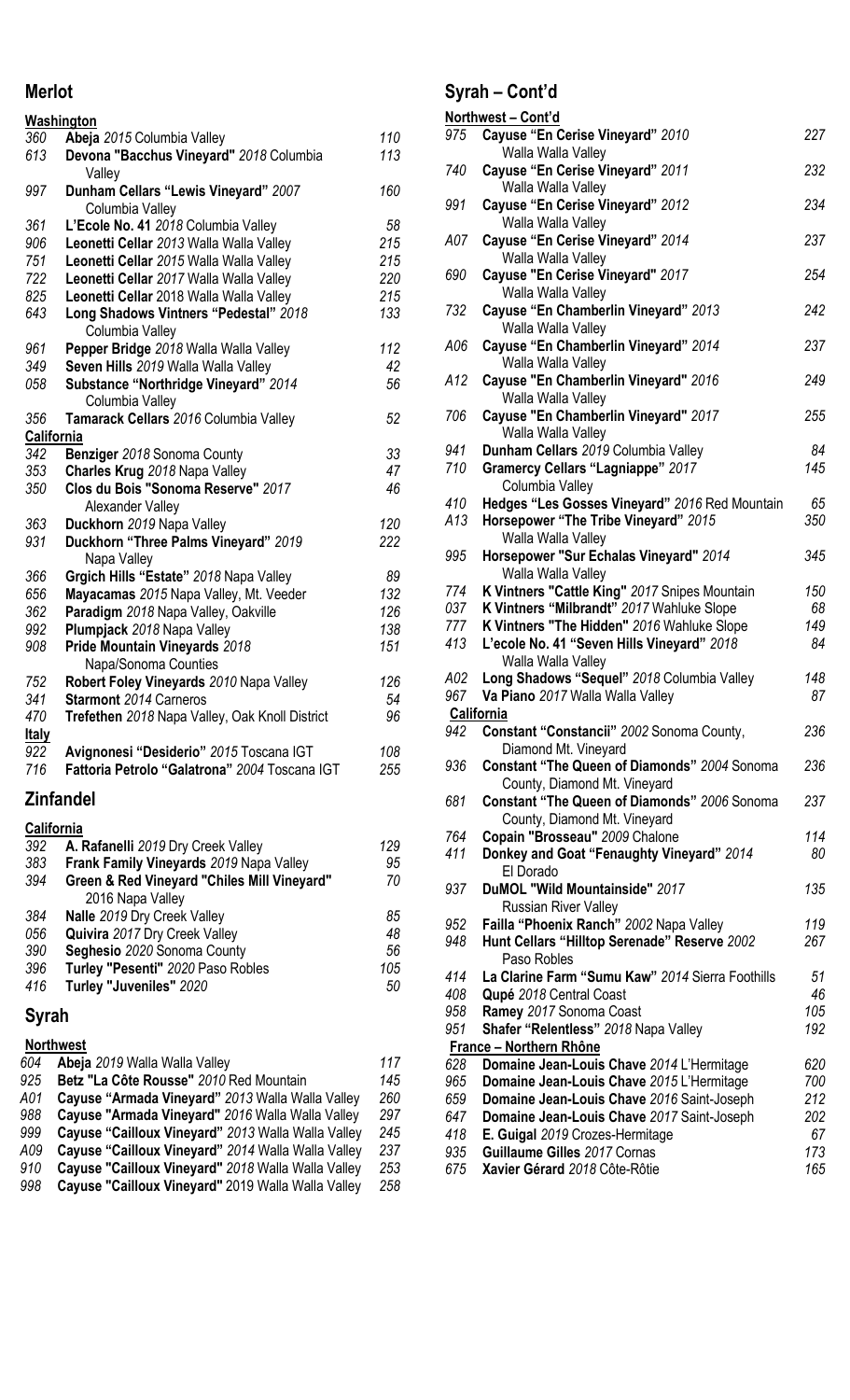## Merlot

**Washington**

| | | |
|---|---|---|
| *360* | **Abeja** *2015* Columbia Valley | *110* |
| *613* | **Devona "Bacchus Vineyard"** *2018* Columbia Valley | *113* |
| *997* | **Dunham Cellars "Lewis Vineyard"** *2007* Columbia Valley | *160* |
| *361* | **L'Ecole No. 41** *2018* Columbia Valley | *58* |
| *906* | **Leonetti Cellar** *2013* Walla Walla Valley | *215* |
| *751* | **Leonetti Cellar** *2015* Walla Walla Valley | *215* |
| *722* | **Leonetti Cellar** *2017* Walla Walla Valley | *220* |
| *825* | **Leonetti Cellar** 2018 Walla Walla Valley | *215* |
| *643* | **Long Shadows Vintners "Pedestal"** *2018* Columbia Valley | *133* |
| *961* | **Pepper Bridge** *2018* Walla Walla Valley | *112* |
| *349* | **Seven Hills** *2019* Walla Walla Valley | *42* |
| *058* | **Substance "Northridge Vineyard"** *2014* Columbia Valley | *56* |
| *356* | **Tamarack Cellars** *2016* Columbia Valley | *52* |

**California**

| | | |
|---|---|---|
| *342* | **Benziger** *2018* Sonoma County | *33* |
| *353* | **Charles Krug** *2018* Napa Valley | *47* |
| *350* | **Clos du Bois "Sonoma Reserve"** *2017* Alexander Valley | *46* |
| *363* | **Duckhorn** *2019* Napa Valley | *120* |
| *931* | **Duckhorn "Three Palms Vineyard"** *2019* Napa Valley | *222* |
| *366* | **Grgich Hills "Estate"** *2018* Napa Valley | *89* |
| *656* | **Mayacamas** *2015* Napa Valley, Mt. Veeder | *132* |
| *362* | **Paradigm** *2018* Napa Valley, Oakville | *126* |
| *992* | **Plumpjack** *2018* Napa Valley | *138* |
| *908* | **Pride Mountain Vineyards** *2018* Napa/Sonoma Counties | *151* |
| *752* | **Robert Foley Vineyards** *2010* Napa Valley | *126* |
| *341* | **Starmont** *2014* Carneros | *54* |
| *470* | **Trefethen** *2018* Napa Valley, Oak Knoll District | *96* |

**Italy**

| | | |
|---|---|---|
| *922* | **Avignonesi "Desiderio"** *2015* Toscana IGT | *108* |
| *716* | **Fattoria Petrolo "Galatrona"** *2004* Toscana IGT | *255* |

## Zinfandel

**California**

| | | |
|---|---|---|
| *392* | **A. Rafanelli** *2019* Dry Creek Valley | *129* |
| *383* | **Frank Family Vineyards** *2019* Napa Valley | *95* |
| *394* | **Green & Red Vineyard "Chiles Mill Vineyard"** 2016 Napa Valley | *70* |
| *384* | **Nalle** *2019* Dry Creek Valley | *85* |
| *056* | **Quivira** *2017* Dry Creek Valley | *48* |
| *390* | **Seghesio** *2020* Sonoma County | *56* |
| *396* | **Turley "Pesenti"** *2020* Paso Robles | *105* |
| *416* | **Turley "Juveniles"** *2020* | *50* |

## Syrah

**Northwest**

| | | |
|---|---|---|
| *604* | **Abeja** *2019* Walla Walla Valley | *117* |
| *925* | **Betz "La Côte Rousse"** *2010* Red Mountain | *145* |
| *A01* | **Cayuse "Armada Vineyard"** *2013* Walla Walla Valley | *260* |
| *988* | **Cayuse "Armada Vineyard"** *2016* Walla Walla Valley | *297* |
| *999* | **Cayuse "Cailloux Vineyard"** *2013* Walla Walla Valley | *245* |
| *A09* | **Cayuse "Cailloux Vineyard"** *2014* Walla Walla Valley | *237* |
| *910* | **Cayuse "Cailloux Vineyard"** *2018* Walla Walla Valley | *253* |
| *998* | **Cayuse "Cailloux Vineyard"** 2019 Walla Walla Valley | *258* |

## Syrah – Cont'd

**Northwest – Cont'd**

| | | |
|---|---|---|
| *975* | **Cayuse "En Cerise Vineyard"** *2010* Walla Walla Valley | *227* |
| *740* | **Cayuse "En Cerise Vineyard"** *2011* Walla Walla Valley | *232* |
| *991* | **Cayuse "En Cerise Vineyard"** *2012* Walla Walla Valley | *234* |
| *A07* | **Cayuse "En Cerise Vineyard"** *2014* Walla Walla Valley | *237* |
| *690* | **Cayuse "En Cerise Vineyard"** *2017* Walla Walla Valley | *254* |
| *732* | **Cayuse "En Chamberlin Vineyard"** *2013* Walla Walla Valley | *242* |
| *A06* | **Cayuse "En Chamberlin Vineyard"** *2014* Walla Walla Valley | *237* |
| *A12* | **Cayuse "En Chamberlin Vineyard"** *2016* Walla Walla Valley | *249* |
| *706* | **Cayuse "En Chamberlin Vineyard"** *2017* Walla Walla Valley | *255* |
| *941* | **Dunham Cellars** *2019* Columbia Valley | *84* |
| *710* | **Gramercy Cellars "Lagniappe"** *2017* Columbia Valley | *145* |
| *410* | **Hedges "Les Gosses Vineyard"** *2016* Red Mountain | *65* |
| *A13* | **Horsepower "The Tribe Vineyard"** *2015* Walla Walla Valley | *350* |
| *995* | **Horsepower "Sur Echalas Vineyard"** *2014* Walla Walla Valley | *345* |
| *774* | **K Vintners "Cattle King"** *2017* Snipes Mountain | *150* |
| *037* | **K Vintners "Milbrandt"** *2017* Wahluke Slope | *68* |
| *777* | **K Vintners "The Hidden"** *2016* Wahluke Slope | *149* |
| *413* | **L'ecole No. 41 "Seven Hills Vineyard"** *2018* Walla Walla Valley | *84* |
| *A02* | **Long Shadows "Sequel"** *2018* Columbia Valley | *148* |
| *967* | **Va Piano** *2017* Walla Walla Valley | *87* |

**California**

| | | |
|---|---|---|
| *942* | **Constant "Constancii"** *2002* Sonoma County, Diamond Mt. Vineyard | *236* |
| *936* | **Constant "The Queen of Diamonds"** *2004* Sonoma County, Diamond Mt. Vineyard | *236* |
| *681* | **Constant "The Queen of Diamonds"** *2006* Sonoma County, Diamond Mt. Vineyard | *237* |
| *764* | **Copain "Brosseau"** *2009* Chalone | *114* |
| *411* | **Donkey and Goat "Fenaughty Vineyard"** *2014* El Dorado | *80* |
| *937* | **DuMOL "Wild Mountainside"** *2017* Russian River Valley | *135* |
| *952* | **Failla "Phoenix Ranch"** *2002* Napa Valley | *119* |
| *948* | **Hunt Cellars "Hilltop Serenade" Reserve** *2002* Paso Robles | *267* |
| *414* | **La Clarine Farm "Sumu Kaw"** *2014* Sierra Foothills | *51* |
| *408* | **Qupé** *2018* Central Coast | *46* |
| *958* | **Ramey** *2017* Sonoma Coast | *105* |
| *951* | **Shafer "Relentless"** *2018* Napa Valley | *192* |

**France – Northern Rhône**

| | | |
|---|---|---|
| *628* | **Domaine Jean-Louis Chave** *2014* L'Hermitage | *620* |
| *965* | **Domaine Jean-Louis Chave** *2015* L'Hermitage | *700* |
| *659* | **Domaine Jean-Louis Chave** *2016* Saint-Joseph | *212* |
| *647* | **Domaine Jean-Louis Chave** *2017* Saint-Joseph | *202* |
| *418* | **E. Guigal** *2019* Crozes-Hermitage | *67* |
| *935* | **Guillaume Gilles** *2017* Cornas | *173* |
| *675* | **Xavier Gérard** *2018* Côte-Rôtie | *165* |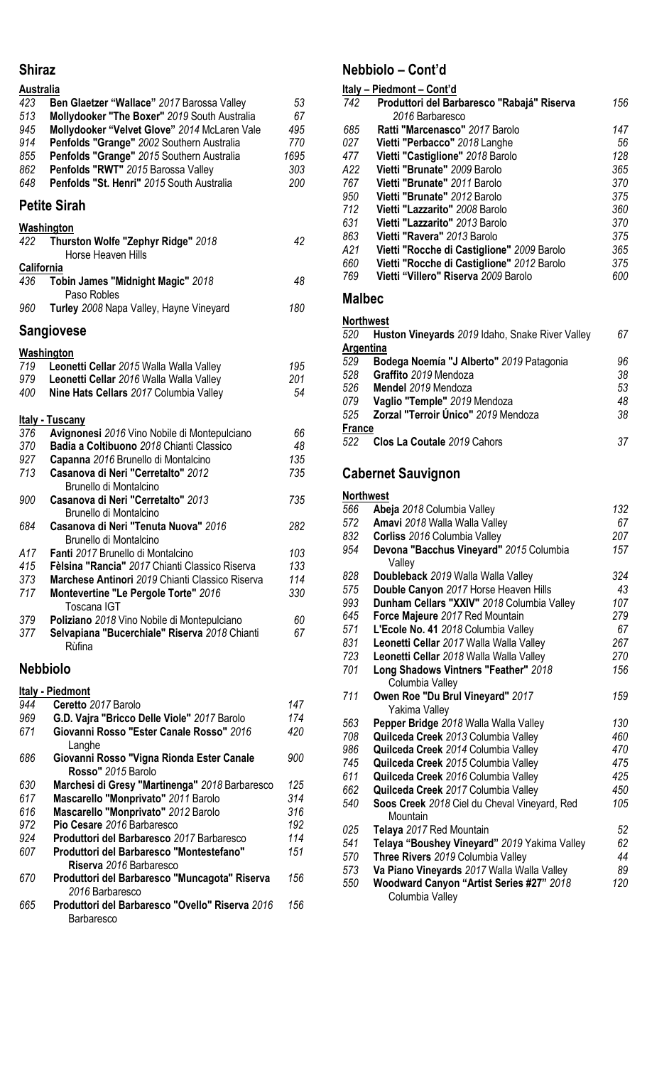## Shiraz

**Australia**

| | | |
|---|---|---|
| 423 | **Ben Glaetzer "Wallace"** *2017* Barossa Valley | 53 |
| 513 | **Mollydooker "The Boxer"** *2019* South Australia | 67 |
| 945 | **Mollydooker "Velvet Glove"** *2014* McLaren Vale | 495 |
| 914 | **Penfolds "Grange"** *2002* Southern Australia | 770 |
| 855 | **Penfolds "Grange"** *2015* Southern Australia | 1695 |
| 862 | **Penfolds "RWT"** *2015* Barossa Valley | 303 |
| 648 | **Penfolds "St. Henri"** *2015* South Australia | 200 |

## Petite Sirah

**Washington**

| | | |
|---|---|---|
| 422 | **Thurston Wolfe "Zephyr Ridge"** *2018* Horse Heaven Hills | 42 |

**California**

| | | |
|---|---|---|
| 436 | **Tobin James "Midnight Magic"** *2018* Paso Robles | 48 |
| 960 | **Turley** *2008* Napa Valley, Hayne Vineyard | 180 |

## Sangiovese

**Washington**

| | | |
|---|---|---|
| 719 | **Leonetti Cellar** *2015* Walla Walla Valley | 195 |
| 979 | **Leonetti Cellar** *2016* Walla Walla Valley | 201 |
| 400 | **Nine Hats Cellars** *2017* Columbia Valley | 54 |

**Italy - Tuscany**

| | | |
|---|---|---|
| 376 | **Avignonesi** *2016* Vino Nobile di Montepulciano | 66 |
| 370 | **Badia a Coltibuono** *2018* Chianti Classico | 48 |
| 927 | **Capanna** *2016* Brunello di Montalcino | 135 |
| 713 | **Casanova di Neri "Cerretalto"** *2012* Brunello di Montalcino | 735 |
| 900 | **Casanova di Neri "Cerretalto"** *2013* Brunello di Montalcino | 735 |
| 684 | **Casanova di Neri "Tenuta Nuova"** *2016* Brunello di Montalcino | 282 |
| A17 | **Fanti** *2017* Brunello di Montalcino | 103 |
| 415 | **Fèlsina "Rancia"** *2017* Chianti Classico Riserva | 133 |
| 373 | **Marchese Antinori** *2019* Chianti Classico Riserva | 114 |
| 717 | **Montevertine "Le Pergole Torte"** *2016* Toscana IGT | 330 |
| 379 | **Poliziano** *2018* Vino Nobile di Montepulciano | 60 |
| 377 | **Selvapiana "Bucerchiale" Riserva** *2018* Chianti Rùfina | 67 |

## Nebbiolo

**Italy - Piedmont**

| | | |
|---|---|---|
| 944 | **Ceretto** *2017* Barolo | 147 |
| 969 | **G.D. Vajra "Bricco Delle Viole"** *2017* Barolo | 174 |
| 671 | **Giovanni Rosso "Ester Canale Rosso"** *2016* Langhe | 420 |
| 686 | **Giovanni Rosso "Vigna Rionda Ester Canale Rosso"** *2015* Barolo | 900 |
| 630 | **Marchesi di Gresy "Martinenga"** *2018* Barbaresco | 125 |
| 617 | **Mascarello "Monprivato"** *2011* Barolo | 314 |
| 616 | **Mascarello "Monprivato"** *2012* Barolo | 316 |
| 972 | **Pio Cesare** *2016* Barbaresco | 192 |
| 924 | **Produttori del Barbaresco** *2017* Barbaresco | 114 |
| 607 | **Produttori del Barbaresco "Montestefano" Riserva** *2016* Barbaresco | 151 |
| 670 | **Produttori del Barbaresco "Muncagota" Riserva** *2016* Barbaresco | 156 |
| 665 | **Produttori del Barbaresco "Ovello" Riserva** *2016* Barbaresco | 156 |

## Nebbiolo – Cont'd

**Italy – Piedmont – Cont'd**

| | | |
|---|---|---|
| 742 | **Produttori del Barbaresco "Rabajá" Riserva** *2016* Barbaresco | 156 |
| 685 | **Ratti "Marcenasco"** *2017* Barolo | 147 |
| 027 | **Vietti "Perbacco"** *2018* Langhe | 56 |
| 477 | **Vietti "Castiglione"** *2018* Barolo | 128 |
| A22 | **Vietti "Brunate"** *2009* Barolo | 365 |
| 767 | **Vietti "Brunate"** *2011* Barolo | 370 |
| 950 | **Vietti "Brunate"** *2012* Barolo | 375 |
| 712 | **Vietti "Lazzarito"** *2008* Barolo | 360 |
| 631 | **Vietti "Lazzarito"** *2013* Barolo | 370 |
| 863 | **Vietti "Ravera"** *2013* Barolo | 375 |
| A21 | **Vietti "Rocche di Castiglione"** *2009* Barolo | 365 |
| 660 | **Vietti "Rocche di Castiglione"** *2012* Barolo | 375 |
| 769 | **Vietti "Villero" Riserva** *2009* Barolo | 600 |

## Malbec

**Northwest**

| | | |
|---|---|---|
| 520 | **Huston Vineyards** *2019* Idaho, Snake River Valley | 67 |

**Argentina**

| | | |
|---|---|---|
| 529 | **Bodega Noemía "J Alberto"** *2019* Patagonia | 96 |
| 528 | **Graffito** *2019* Mendoza | 38 |
| 526 | **Mendel** *2019* Mendoza | 53 |
| 079 | **Vaglio "Temple"** *2019* Mendoza | 48 |
| 525 | **Zorzal "Terroir Único"** *2019* Mendoza | 38 |

**France**

| | | |
|---|---|---|
| 522 | **Clos La Coutale** *2019* Cahors | 37 |

## Cabernet Sauvignon

**Northwest**

| | | |
|---|---|---|
| 566 | **Abeja** *2018* Columbia Valley | 132 |
| 572 | **Amavi** *2018* Walla Walla Valley | 67 |
| 832 | **Corliss** *2016* Columbia Valley | 207 |
| 954 | **Devona "Bacchus Vineyard"** *2015* Columbia Valley | 157 |
| 828 | **Doubleback** *2019* Walla Walla Valley | 324 |
| 575 | **Double Canyon** *2017* Horse Heaven Hills | 43 |
| 993 | **Dunham Cellars "XXIV"** *2018* Columbia Valley | 107 |
| 645 | **Force Majeure** *2017* Red Mountain | 279 |
| 571 | **L'Ecole No. 41** *2018* Columbia Valley | 67 |
| 831 | **Leonetti Cellar** *2017* Walla Walla Valley | 267 |
| 723 | **Leonetti Cellar** *2018* Walla Walla Valley | 270 |
| 701 | **Long Shadows Vintners "Feather"** *2018* Columbia Valley | 156 |
| 711 | **Owen Roe "Du Brul Vineyard"** *2017* Yakima Valley | 159 |
| 563 | **Pepper Bridge** *2018* Walla Walla Valley | 130 |
| 708 | **Quilceda Creek** *2013* Columbia Valley | 460 |
| 986 | **Quilceda Creek** *2014* Columbia Valley | 470 |
| 745 | **Quilceda Creek** *2015* Columbia Valley | 475 |
| 611 | **Quilceda Creek** *2016* Columbia Valley | 425 |
| 662 | **Quilceda Creek** *2017* Columbia Valley | 450 |
| 540 | **Soos Creek** *2018* Ciel du Cheval Vineyard, Red Mountain | 105 |
| 025 | **Telaya** *2017* Red Mountain | 52 |
| 541 | **Telaya "Boushey Vineyard"** *2019* Yakima Valley | 62 |
| 570 | **Three Rivers** *2019* Columbia Valley | 44 |
| 573 | **Va Piano Vineyards** *2017* Walla Walla Valley | 89 |
| 550 | **Woodward Canyon "Artist Series #27"** *2018* Columbia Valley | 120 |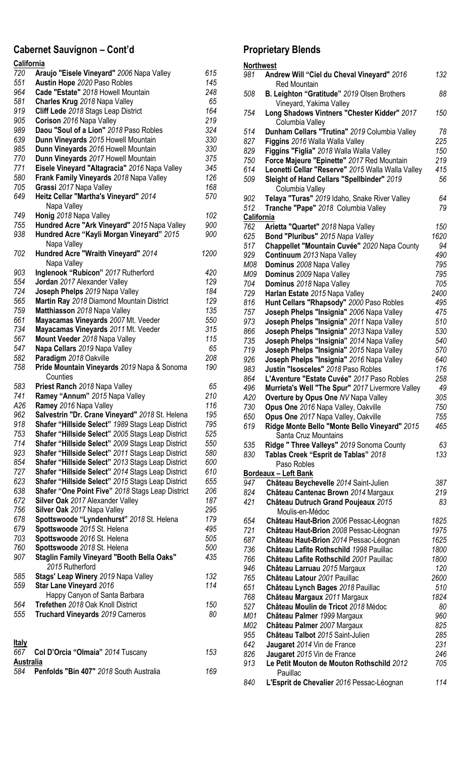## Cabernet Sauvignon – Cont'd

### California

| Bin | Wine | Price |
|---|---|---|
| 720 | **Araujo "Eisele Vineyard"** *2006* Napa Valley | 615 |
| 551 | **Austin Hope** *2020* Paso Robles | 145 |
| 964 | **Cade "Estate"** *2018* Howell Mountain | 248 |
| 581 | **Charles Krug** *2018* Napa Valley | 65 |
| 919 | **Cliff Lede** *2018* Stags Leap District | 164 |
| 905 | **Corison** *2016* Napa Valley | 219 |
| 989 | **Daou "Soul of a Lion"** *2018* Paso Robles | 324 |
| 639 | **Dunn Vineyards** *2015* Howell Mountain | 330 |
| 985 | **Dunn Vineyards** *2016* Howell Mountain | 330 |
| 770 | **Dunn Vineyards** *2017* Howell Mountain | 375 |
| 771 | **Eisele Vineyard "Altagracia"** *2016* Napa Valley | 345 |
| 580 | **Frank Family Vineyards** *2018* Napa Valley | 126 |
| 705 | **Grassi** *2017* Napa Valley | 168 |
| 649 | **Heitz Cellar "Martha's Vineyard"** *2014* Napa Valley | 570 |
| 749 | **Honig** *2018* Napa Valley | 102 |
| 755 | **Hundred Acre "Ark Vineyard"** *2015* Napa Valley | 900 |
| 938 | **Hundred Acre "Kayli Morgan Vineyard"** *2015* Napa Valley | 900 |
| 702 | **Hundred Acre "Wraith Vineyard"** *2014* Napa Valley | 1200 |
| 903 | **Inglenook "Rubicon"** *2017* Rutherford | 420 |
| 554 | **Jordan** *2017* Alexander Valley | 129 |
| 724 | **Joseph Phelps** *2019* Napa Valley | 184 |
| 565 | **Martin Ray** *2018* Diamond Mountain District | 129 |
| 759 | **Matthiasson** *2018* Napa Valley | 135 |
| 661 | **Mayacamas Vineyards** *2007* Mt. Veeder | 550 |
| 734 | **Mayacamas Vineyards** *2011* Mt. Veeder | 315 |
| 567 | **Mount Veeder** *2018* Napa Valley | 115 |
| 547 | **Napa Cellars** *2019* Napa Valley | 65 |
| 582 | **Paradigm** *2018* Oakville | 208 |
| 758 | **Pride Mountain Vineyards** *2019* Napa & Sonoma Counties | 190 |
| 583 | **Priest Ranch** *2018* Napa Valley | 65 |
| 741 | **Ramey "Annum"** *2015* Napa Valley | 210 |
| A26 | **Ramey** *2016* Napa Valley | 116 |
| 962 | **Salvestrin "Dr. Crane Vineyard"** *2018* St. Helena | 195 |
| 918 | **Shafer "Hillside Select"** *1989* Stags Leap District | 795 |
| 753 | **Shafer "Hillside Select"** *2005* Stags Leap District | 525 |
| 714 | **Shafer "Hillside Select"** *2009* Stags Leap District | 550 |
| 923 | **Shafer "Hillside Select"** *2011* Stags Leap District | 580 |
| 854 | **Shafer "Hillside Select"** *2013* Stags Leap District | 600 |
| 727 | **Shafer "Hillside Select"** *2014* Stags Leap District | 610 |
| 623 | **Shafer "Hillside Select"** *2015* Stags Leap District | 655 |
| 638 | **Shafer "One Point Five"** *2018* Stags Leap District | 206 |
| 672 | **Silver Oak** *2017* Alexander Valley | 187 |
| 756 | **Silver Oak** *2017* Napa Valley | 295 |
| 678 | **Spottswoode "Lyndenhurst"** *2018* St. Helena | 179 |
| 679 | **Spottswoode** *2015* St. Helena | 495 |
| 703 | **Spottswoode** *2016* St. Helena | 505 |
| 760 | **Spottswoode** *2018* St. Helena | 500 |
| 907 | **Staglin Family Vineyard "Booth Bella Oaks"** *2015* Rutherford | 435 |
| 585 | **Stags' Leap Winery** *2019* Napa Valley | 132 |
| 559 | **Star Lane Vineyard** *2016* Happy Canyon of Santa Barbara | 114 |
| 564 | **Trefethen** *2018* Oak Knoll District | 150 |
| 555 | **Truchard Vineyards** *2019* Carneros | 80 |

### Italy

| Bin | Wine | Price |
|---|---|---|
| 667 | **Col D'Orcia "Olmaia"** *2014* Tuscany | 153 |

### Australia

| Bin | Wine | Price |
|---|---|---|
| 584 | **Penfolds "Bin 407"** *2018* South Australia | 169 |

## Proprietary Blends

### Northwest

| Bin | Wine | Price |
|---|---|---|
| 981 | **Andrew Will "Ciel du Cheval Vineyard"** *2016* Red Mountain | 132 |
| 508 | **B. Leighton "Gratitude"** *2019* Olsen Brothers Vineyard, Yakima Valley | 88 |
| 754 | **Long Shadows Vintners "Chester Kidder"** *2017* Columbia Valley | 150 |
| 514 | **Dunham Cellars "Trutina"** *2019* Columbia Valley | 78 |
| 827 | **Figgins** *2016* Walla Walla Valley | 225 |
| 829 | **Figgins "Figlia"** *2018* Walla Walla Valley | 150 |
| 750 | **Force Majeure "Epinette"** *2017* Red Mountain | 219 |
| 614 | **Leonetti Cellar "Reserve"** *2015* Walla Walla Valley | 415 |
| 509 | **Sleight of Hand Cellars "Spellbinder"** *2019* Columbia Valley | 56 |
| 902 | **Telaya "Turas"** *2019* Idaho, Snake River Valley | 64 |
| 512 | **Tranche "Pape"** *2018* Columbia Valley | 79 |

### California

| Bin | Wine | Price |
|---|---|---|
| 762 | **Arietta "Quartet"** *2018* Napa Valley | 150 |
| 625 | **Bond "Pluribus"** *2015 Napa Valley* | 1620 |
| 517 | **Chappellet "Mountain Cuvée"** *2020* Napa County | 94 |
| 929 | **Continuum** *2013* Napa Valley | 490 |
| M08 | **Dominus** *2008* Napa Valley | 795 |
| M09 | **Dominus** *2009* Napa Valley | 795 |
| 704 | **Dominus** *2018* Napa Valley | 705 |
| 729 | **Harlan Estate** *2015* Napa Valley | 2400 |
| 816 | **Hunt Cellars "Rhapsody"** *2000* Paso Robles | 495 |
| 757 | **Joseph Phelps "Insignia"** *2006* Napa Valley | 475 |
| 973 | **Joseph Phelps "Insignia"** *2011* Napa Valley | 510 |
| 866 | **Joseph Phelps "Insignia"** *2013* Napa Valley | 530 |
| 735 | **Joseph Phelps "Insignia"** *2014* Napa Valley | 540 |
| 719 | **Joseph Phelps "Insignia"** *2015* Napa Valley | 570 |
| 926 | **Joseph Phelps "Insignia"** *2016* Napa Valley | 640 |
| 983 | **Justin "Isosceles"** *2018* Paso Robles | 176 |
| 864 | **L'Aventure "Estate Cuvée"** *2017* Paso Robles | 258 |
| 496 | **Murrieta's Well "The Spur"** *2017* Livermore Valley | 49 |
| A20 | **Overture by Opus One** *NV* Napa Valley | 305 |
| 730 | **Opus One** *2016* Napa Valley, Oakville | 750 |
| 650 | **Opus One** *2017* Napa Valley, Oakville | 755 |
| 619 | **Ridge Monte Bello "Monte Bello Vineyard"** *2015* Santa Cruz Mountains | 465 |
| 535 | **Ridge " Three Valleys"** *2019* Sonoma County | 63 |
| 830 | **Tablas Creek "Esprit de Tablas"** *2018* Paso Robles | 133 |

### Bordeaux – Left Bank

| Bin | Wine | Price |
|---|---|---|
| 947 | **Château Beychevelle** *2014* Saint-Julien | 387 |
| 824 | **Château Cantenac Brown** *2014* Margaux | 219 |
| 421 | **Château Dutruch Grand Poujeaux** *2015* Moulis-en-Médoc | 83 |
| 654 | **Château Haut-Brion** *2006* Pessac-Léognan | 1825 |
| 721 | **Château Haut-Brion** *2008* Pessac-Léognan | 1975 |
| 687 | **Château Haut-Brion** *2014* Pessac-Léognan | 1625 |
| 736 | **Château Lafite Rothschild** *1998* Pauillac | 1800 |
| 766 | **Château Lafite Rothschild** *2001* Pauillac | 1800 |
| 946 | **Château Larruau** *2015* Margaux | 120 |
| 765 | **Château Latour** *2001* Pauillac | 2600 |
| 651 | **Château Lynch Bages** *2018* Pauillac | 510 |
| 768 | **Château Margaux** *2011* Margaux | 1824 |
| 527 | **Château Moulin de Tricot** *2018* Médoc | 80 |
| M01 | **Château Palmer** *1999* Margaux | 960 |
| M02 | **Château Palmer** *2007* Margaux | 825 |
| 955 | **Château Talbot** *2015* Saint-Julien | 285 |
| 642 | **Jaugaret** *2014* Vin de France | 231 |
| 826 | **Jaugaret** *2015* Vin de France | 246 |
| 913 | **Le Petit Mouton de Mouton Rothschild** *2012* Pauillac | 705 |
| 840 | **L'Esprit de Chevalier** *2016* Pessac-Léognan | 114 |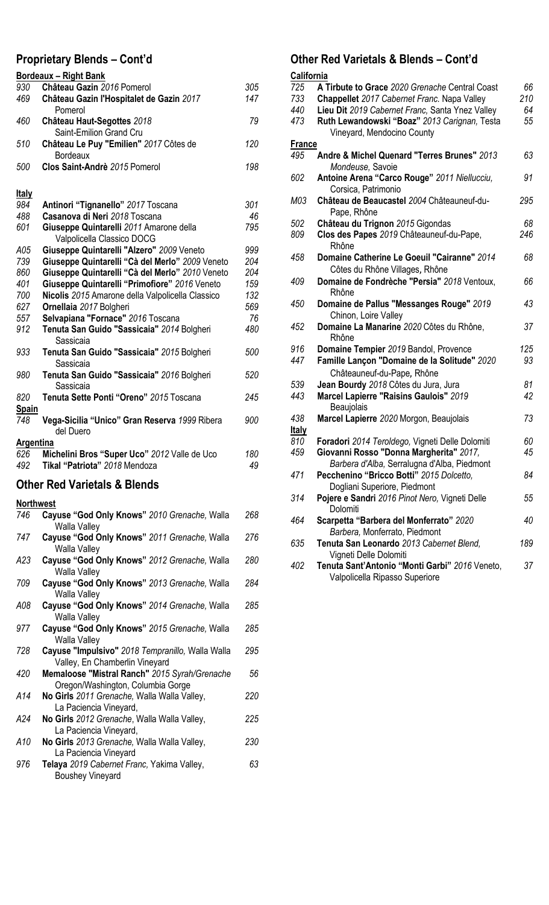## Proprietary Blends – Cont'd

**Bordeaux – Right Bank**

| | | |
|---|---|---|
| 930 | **Château Gazin** *2016* Pomerol | *305* |
| 469 | **Château Gazin l'Hospitalet de Gazin** *2017* Pomerol | *147* |
| 460 | **Château Haut-Segottes** *2018* Saint-Emilion Grand Cru | *79* |
| 510 | **Château Le Puy "Emilien"** *2017* Côtes de Bordeaux | *120* |
| 500 | **Clos Saint-Andrè** *2015* Pomerol | *198* |

**Italy**

| | | |
|---|---|---|
| 984 | **Antinori "Tignanello"** *2017* Toscana | *301* |
| 488 | **Casanova di Neri** *2018* Toscana | *46* |
| 601 | **Giuseppe Quintarelli** *2011* Amarone della Valpolicella Classico DOCG | *795* |
| A05 | **Giuseppe Quintarelli "Alzero"** *2009* Veneto | *999* |
| 739 | **Giuseppe Quintarelli "Cà del Merlo"** *2009* Veneto | *204* |
| 860 | **Giuseppe Quintarelli "Cà del Merlo"** *2010* Veneto | *204* |
| 401 | **Giuseppe Quintarelli "Primofiore"** *2016* Veneto | *159* |
| 700 | **Nicolis** *2015* Amarone della Valpolicella Classico | *132* |
| 627 | **Ornellaia** *2017* Bolgheri | *569* |
| 557 | **Selvapiana "Fornace"** *2016* Toscana | *76* |
| 912 | **Tenuta San Guido "Sassicaia"** *2014* Bolgheri Sassicaia | *480* |
| 933 | **Tenuta San Guido "Sassicaia"** *2015* Bolgheri Sassicaia | *500* |
| 980 | **Tenuta San Guido "Sassicaia"** *2016* Bolgheri Sassicaia | *520* |
| 820 | **Tenuta Sette Ponti "Oreno"** *2015* Toscana | *245* |

**Spain**

| | | |
|---|---|---|
| 748 | **Vega-Sicilia "Unico" Gran Reserva** *1999* Ribera del Duero | *900* |

**Argentina**

| | | |
|---|---|---|
| 626 | **Michelini Bros "Super Uco"** *2012* Valle de Uco | *180* |
| 492 | **Tikal "Patriota"** *2018* Mendoza | *49* |

## Other Red Varietals & Blends

**Northwest**

| | | |
|---|---|---|
| 746 | **Cayuse "God Only Knows"** *2010 Grenache,* Walla Walla Valley | *268* |
| 747 | **Cayuse "God Only Knows"** *2011 Grenache,* Walla Walla Valley | *276* |
| A23 | **Cayuse "God Only Knows"** *2012 Grenache,* Walla Walla Valley | *280* |
| 709 | **Cayuse "God Only Knows"** *2013 Grenache,* Walla Walla Valley | *284* |
| A08 | **Cayuse "God Only Knows"** *2014 Grenache,* Walla Walla Valley | *285* |
| 977 | **Cayuse "God Only Knows"** *2015 Grenache,* Walla Walla Valley | *285* |
| 728 | **Cayuse "Impulsivo"** *2018 Tempranillo,* Walla Walla Valley, En Chamberlin Vineyard | *295* |
| 420 | **Memaloose "Mistral Ranch"** *2015 Syrah/Grenache* Oregon/Washington, Columbia Gorge | *56* |
| A14 | **No Girls** *2011 Grenache,* Walla Walla Valley, La Paciencia Vineyard, | *220* |
| A24 | **No Girls** *2012 Grenache*, Walla Walla Valley, La Paciencia Vineyard, | *225* |
| A10 | **No Girls** *2013 Grenache,* Walla Walla Valley, La Paciencia Vineyard | *230* |
| 976 | **Telaya** *2019 Cabernet Franc,* Yakima Valley, Boushey Vineyard | *63* |

## Other Red Varietals & Blends – Cont'd

**California**

| | | |
|---|---|---|
| 725 | **A Tirbute to Grace** *2020 Grenache* Central Coast | *66* |
| 733 | **Chappellet** *2017 Cabernet Franc.* Napa Valley | *210* |
| 440 | **Lieu Dit** *2019 Cabernet Franc,* Santa Ynez Valley | *64* |
| 473 | **Ruth Lewandowski "Boaz"** *2013 Carignan,* Testa Vineyard, Mendocino County | *55* |

**France**

| | | |
|---|---|---|
| 495 | **Andre & Michel Quenard "Terres Brunes"** *2013 Mondeuse,* Savoie | *63* |
| 602 | **Antoine Arena "Carco Rouge"** *2011 Niellucciu,* Corsica, Patrimonio | *91* |
| M03 | **Château de Beaucastel** *2004* Châteauneuf-du-Pape, Rhône | *295* |
| 502 | **Château du Trignon** *2015* Gigondas | *68* |
| 809 | **Clos des Papes** *2019* Châteauneuf-du-Pape, Rhône | *246* |
| 458 | **Domaine Catherine Le Goeuil "Cairanne"** *2014* Côtes du Rhône Villages, Rhône | *68* |
| 409 | **Domaine de Fondrèche "Persia"** *2018* Ventoux, Rhône | *66* |
| 450 | **Domaine de Pallus "Messanges Rouge"** *2019* Chinon, Loire Valley | *43* |
| 452 | **Domaine La Manarine** *2020* Côtes du Rhône, Rhône | *37* |
| 916 | **Domaine Tempier** *2019* Bandol, Provence | *125* |
| 447 | **Famille Lançon "Domaine de la Solitude"** *2020* Châteauneuf-du-Pape, Rhône | *93* |
| 539 | **Jean Bourdy** *2018* Côtes du Jura, Jura | *81* |
| 443 | **Marcel Lapierre "Raisins Gaulois"** *2019* Beaujolais | *42* |
| 438 | **Marcel Lapierre** *2020* Morgon, Beaujolais | *73* |

**Italy**

| | | |
|---|---|---|
| 810 | **Foradori** *2014 Teroldego,* Vigneti Delle Dolomiti | *60* |
| 459 | **Giovanni Rosso "Donna Margherita"** *2017, Barbera d'Alba,* Serralugna d'Alba, Piedmont | *45* |
| 471 | **Pecchenino "Bricco Botti"** *2015 Dolcetto,* Dogliani Superiore, Piedmont | *84* |
| 314 | **Pojere e Sandri** *2016 Pinot Nero,* Vigneti Delle Dolomiti | *55* |
| 464 | **Scarpetta "Barbera del Monferrato"** *2020 Barbera,* Monferrato, Piedmont | *40* |
| 635 | **Tenuta San Leonardo** *2013 Cabernet Blend,* Vigneti Delle Dolomiti | *189* |
| 402 | **Tenuta Sant'Antonio "Monti Garbi"** *2016* Veneto, Valpolicella Ripasso Superiore | *37* |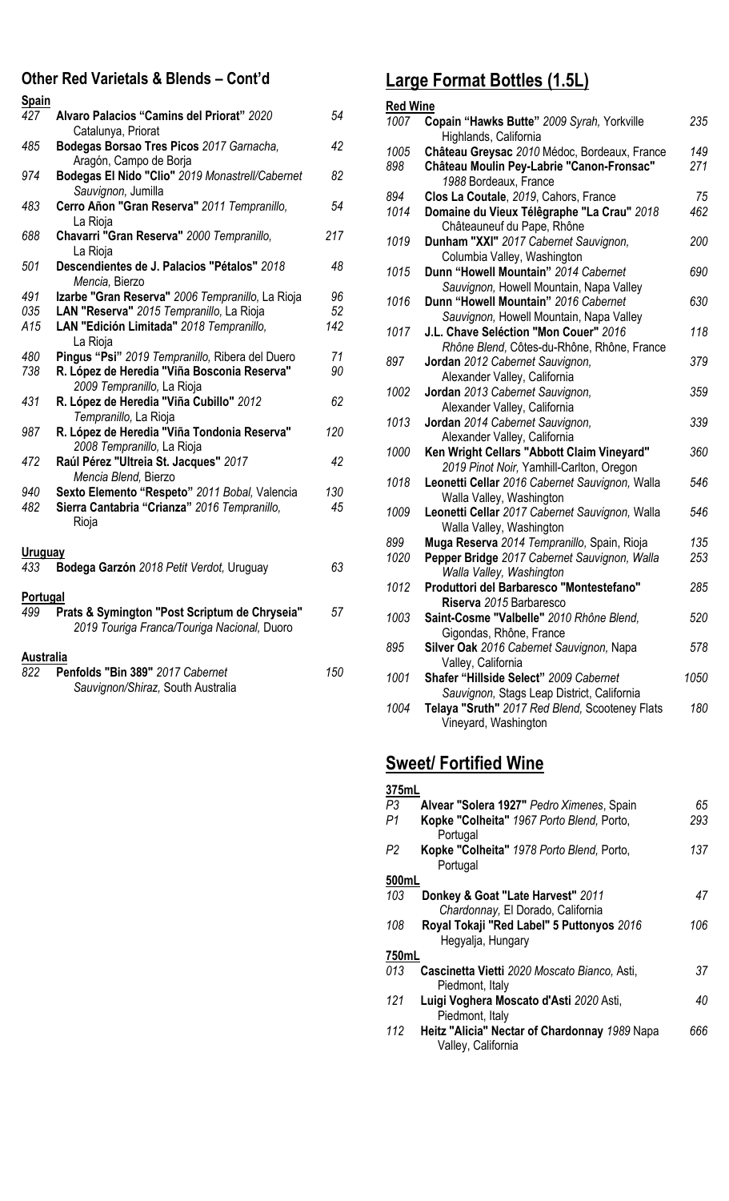## Other Red Varietals & Blends – Cont'd

**Spain**

| | | |
|---|---|---|
| *427* | **Alvaro Palacios "Camins del Priorat"** *2020* Catalunya, Priorat | *54* |
| *485* | **Bodegas Borsao Tres Picos** *2017 Garnacha,* Aragón, Campo de Borja | *42* |
| *974* | **Bodegas El Nido "Clio"** *2019 Monastrell/Cabernet Sauvignon,* Jumilla | *82* |
| *483* | **Cerro Añon "Gran Reserva"** *2011 Tempranillo,* La Rioja | *54* |
| *688* | **Chavarri "Gran Reserva"** *2000 Tempranillo,* La Rioja | *217* |
| *501* | **Descendientes de J. Palacios "Pétalos"** *2018 Mencia,* Bierzo | *48* |
| *491* | **Izarbe "Gran Reserva"** *2006 Tempranillo,* La Rioja | *96* |
| *035* | **LAN "Reserva"** *2015 Tempranillo,* La Rioja | *52* |
| *A15* | **LAN "Edición Limitada"** *2018 Tempranillo,* La Rioja | *142* |
| *480* | **Pingus "Psi"** *2019 Tempranillo,* Ribera del Duero | *71* |
| *738* | **R. López de Heredia "Viña Bosconia Reserva"** *2009 Tempranillo,* La Rioja | *90* |
| *431* | **R. López de Heredia "Viña Cubillo"** *2012 Tempranillo,* La Rioja | *62* |
| *987* | **R. López de Heredia "Viña Tondonia Reserva"** *2008 Tempranillo,* La Rioja | *120* |
| *472* | **Raúl Pérez "Ultreia St. Jacques"** *2017 Mencia Blend,* Bierzo | *42* |
| *940* | **Sexto Elemento "Respeto"** *2011 Bobal,* Valencia | *130* |
| *482* | **Sierra Cantabria "Crianza"** *2016 Tempranillo,* Rioja | *45* |

**Uruguay**

| | | |
|---|---|---|
| *433* | **Bodega Garzón** *2018 Petit Verdot,* Uruguay | *63* |

**Portugal**

| | | |
|---|---|---|
| *499* | **Prats & Symington "Post Scriptum de Chryseia"** *2019 Touriga Franca/Touriga Nacional,* Duoro | *57* |

**Australia**

| | | |
|---|---|---|
| *822* | **Penfolds "Bin 389"** *2017 Cabernet Sauvignon/Shiraz,* South Australia | *150* |

## Large Format Bottles (1.5L)

**Red Wine**

| | | |
|---|---|---|
| *1007* | **Copain "Hawks Butte"** *2009 Syrah,* Yorkville Highlands, California | *235* |
| *1005* | **Château Greysac** *2010* Médoc, Bordeaux, France | *149* |
| *898* | **Château Moulin Pey-Labrie "Canon-Fronsac"** *1988* Bordeaux, France | *271* |
| *894* | **Clos La Coutale**, *2019*, Cahors, France | *75* |
| *1014* | **Domaine du Vieux Télégraphe "La Crau"** *2018* Châteauneuf du Pape, Rhône | *462* |
| *1019* | **Dunham "XXI"** *2017 Cabernet Sauvignon,* Columbia Valley, Washington | *200* |
| *1015* | **Dunn "Howell Mountain"** *2014 Cabernet Sauvignon,* Howell Mountain, Napa Valley | *690* |
| *1016* | **Dunn "Howell Mountain"** *2016 Cabernet Sauvignon,* Howell Mountain, Napa Valley | *630* |
| *1017* | **J.L. Chave Seléction "Mon Couer"** *2016 Rhône Blend,* Côtes-du-Rhône, Rhône, France | *118* |
| *897* | **Jordan** *2012 Cabernet Sauvignon,* Alexander Valley, California | *379* |
| *1002* | **Jordan** *2013 Cabernet Sauvignon,* Alexander Valley, California | *359* |
| *1013* | **Jordan** *2014 Cabernet Sauvignon,* Alexander Valley, California | *339* |
| *1000* | **Ken Wright Cellars "Abbott Claim Vineyard"** *2019 Pinot Noir,* Yamhill-Carlton, Oregon | *360* |
| *1018* | **Leonetti Cellar** *2016 Cabernet Sauvignon,* Walla Walla Valley, Washington | *546* |
| *1009* | **Leonetti Cellar** *2017 Cabernet Sauvignon,* Walla Walla Valley, Washington | *546* |
| *899* | **Muga Reserva** *2014 Tempranillo,* Spain, Rioja | *135* |
| *1020* | **Pepper Bridge** *2017 Cabernet Sauvignon, Walla Walla Valley, Washington* | *253* |
| *1012* | **Produttori del Barbaresco "Montestefano" Riserva** *2015* Barbaresco | *285* |
| *1003* | **Saint-Cosme "Valbelle"** *2010 Rhône Blend,* Gigondas, Rhône, France | *520* |
| *895* | **Silver Oak** *2016 Cabernet Sauvignon,* Napa Valley, California | *578* |
| *1001* | **Shafer "Hillside Select"** *2009 Cabernet Sauvignon,* Stags Leap District, California | *1050* |
| *1004* | **Telaya "Sruth"** *2017 Red Blend,* Scooteney Flats Vineyard, Washington | *180* |

## Sweet/ Fortified Wine

**375mL**

| | | |
|---|---|---|
| *P3* | **Alvear "Solera 1927"** *Pedro Ximenes*, Spain | *65* |
| *P1* | **Kopke "Colheita"** *1967 Porto Blend,* Porto, Portugal | *293* |
| *P2* | **Kopke "Colheita"** *1978 Porto Blend,* Porto, Portugal | *137* |

**500mL**

| | | |
|---|---|---|
| *103* | **Donkey & Goat "Late Harvest"** *2011 Chardonnay,* El Dorado, California | *47* |
| *108* | **Royal Tokaji "Red Label" 5 Puttonyos** *2016* Hegyalja, Hungary | *106* |

**750mL**

| | | |
|---|---|---|
| *013* | **Cascinetta Vietti** *2020 Moscato Bianco,* Asti, Piedmont, Italy | *37* |
| *121* | **Luigi Voghera Moscato d'Asti** *2020* Asti, Piedmont, Italy | *40* |
| *112* | **Heitz "Alicia" Nectar of Chardonnay** *1989* Napa Valley, California | *666* |